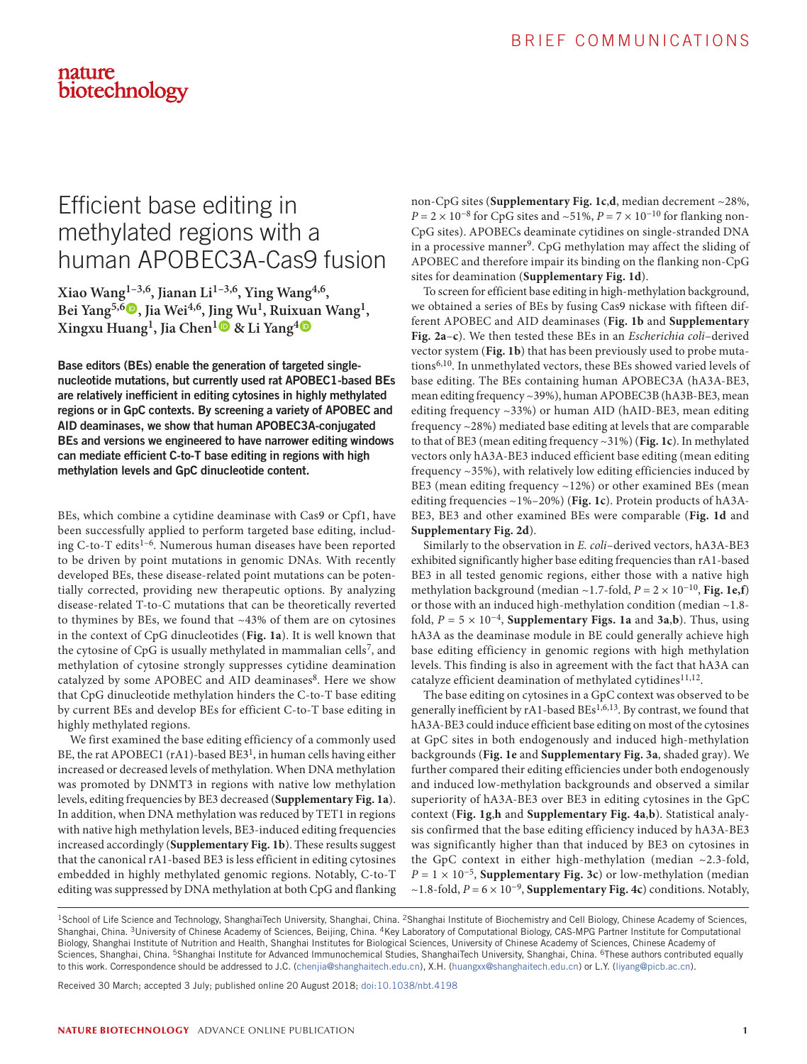# Efficient base editing in methylated regions with a human APOBEC3A-Cas9 fusion

**Xiao Wang[1–3,6], Jianan Li[1–3,6], Ying Wang[4,6], Bei Yang[5,6], Jia Wei[4,6], Jing Wu[1], Ruixuan Wang[1], Xingxu Huang[1], Jia Chen[1] & Li Yang[4]**

**Base editors (BEs) enable the generation of targeted single-nucleotide mutations, but currently used rat APOBEC1-based BEs are relatively inefficient in editing cytosines in highly methylated regions or in GpC contexts. By screening a variety of APOBEC and AID deaminases, we show that human APOBEC3A-conjugated BEs and versions we engineered to have narrower editing windows can mediate efficient C-to-T base editing in regions with high methylation levels and GpC dinucleotide content.**

BEs, which combine a cytidine deaminase with Cas9 or Cpf1, have been successfully applied to perform targeted base editing, including C-to-T edits[1–6]. Numerous human diseases have been reported to be driven by point mutations in genomic DNAs. With recently developed BEs, these disease-related point mutations can be potentially corrected, providing new therapeutic options. By analyzing disease-related T-to-C mutations that can be theoretically reverted to thymines by BEs, we found that ~43% of them are on cytosines in the context of CpG dinucleotides (**Fig. 1a**). It is well known that the cytosine of CpG is usually methylated in mammalian cells[7], and methylation of cytosine strongly suppresses cytidine deamination catalyzed by some APOBEC and AID deaminases[8]. Here we show that CpG dinucleotide methylation hinders the C-to-T base editing by current BEs and develop BEs for efficient C-to-T base editing in highly methylated regions.

We first examined the base editing efficiency of a commonly used BE, the rat APOBEC1 (rA1)-based BE3[1], in human cells having either increased or decreased levels of methylation. When DNA methylation was promoted by DNMT3 in regions with native low methylation levels, editing frequencies by BE3 decreased (**Supplementary Fig. 1a**). In addition, when DNA methylation was reduced by TET1 in regions with native high methylation levels, BE3-induced editing frequencies increased accordingly (**Supplementary Fig. 1b**). These results suggest that the canonical rA1-based BE3 is less efficient in editing cytosines embedded in highly methylated genomic regions. Notably, C-to-T editing was suppressed by DNA methylation at both CpG and flanking non-CpG sites (**Supplementary Fig. 1c**,**d**, median decrement ~28%, $P = 2 \times 10^{-8}$ for CpG sites and ~51%, $P = 7 \times 10^{-10}$ for flanking non-CpG sites). APOBECs deaminate cytidines on single-stranded DNA in a processive manner[9]. CpG methylation may affect the sliding of APOBEC and therefore impair its binding on the flanking non-CpG sites for deamination (**Supplementary Fig. 1d**).

To screen for efficient base editing in high-methylation background, we obtained a series of BEs by fusing Cas9 nickase with fifteen different APOBEC and AID deaminases (**Fig. 1b** and **Supplementary Fig. 2a**–**c**). We then tested these BEs in an *Escherichia coli*–derived vector system (**Fig. 1b**) that has been previously used to probe mutations[6,10]. In unmethylated vectors, these BEs showed varied levels of base editing. The BEs containing human APOBEC3A (hA3A-BE3, mean editing frequency ~39%), human APOBEC3B (hA3B-BE3, mean editing frequency ~33%) or human AID (hAID-BE3, mean editing frequency ~28%) mediated base editing at levels that are comparable to that of BE3 (mean editing frequency ~31%) (**Fig. 1c**). In methylated vectors only hA3A-BE3 induced efficient base editing (mean editing frequency ~35%), with relatively low editing efficiencies induced by BE3 (mean editing frequency ~12%) or other examined BEs (mean editing frequencies ~1%–20%) (**Fig. 1c**). Protein products of hA3A-BE3, BE3 and other examined BEs were comparable (**Fig. 1d** and **Supplementary Fig. 2d**).

Similarly to the observation in *E. coli*–derived vectors, hA3A-BE3 exhibited significantly higher base editing frequencies than rA1-based BE3 in all tested genomic regions, either those with a native high methylation background (median ~1.7-fold, $P = 2 \times 10^{-10}$, **Fig. 1e**,**f**) or those with an induced high-methylation condition (median ~1.8-fold, $P = 5 \times 10^{-4}$, **Supplementary Figs. 1a** and **3a**,**b**). Thus, using hA3A as the deaminase module in BE could generally achieve high base editing efficiency in genomic regions with high methylation levels. This finding is also in agreement with the fact that hA3A can catalyze efficient deamination of methylated cytidines[11,12].

The base editing on cytosines in a GpC context was observed to be generally inefficient by rA1-based BEs[1,6,13]. By contrast, we found that hA3A-BE3 could induce efficient base editing on most of the cytosines at GpC sites in both endogenously and induced high-methylation backgrounds (**Fig. 1e** and **Supplementary Fig. 3a**, shaded gray). We further compared their editing efficiencies under both endogenously and induced low-methylation backgrounds and observed a similar superiority of hA3A-BE3 over BE3 in editing cytosines in the GpC context (**Fig. 1g**,**h** and **Supplementary Fig. 4a**,**b**). Statistical analysis confirmed that the base editing efficiency induced by hA3A-BE3 was significantly higher than that induced by BE3 on cytosines in the GpC context in either high-methylation (median ~2.3-fold, $P = 1 \times 10^{-5}$, **Supplementary Fig. 3c**) or low-methylation (median ~1.8-fold, $P = 6 \times 10^{-9}$, **Supplementary Fig. 4c**) conditions. Notably,

---

[1]School of Life Science and Technology, ShanghaiTech University, Shanghai, China. [2]Shanghai Institute of Biochemistry and Cell Biology, Chinese Academy of Sciences, Shanghai, China. [3]University of Chinese Academy of Sciences, Beijing, China. [4]Key Laboratory of Computational Biology, CAS-MPG Partner Institute for Computational Biology, Shanghai Institute of Nutrition and Health, Shanghai Institutes for Biological Sciences, University of Chinese Academy of Sciences, Chinese Academy of Sciences, Shanghai, China. [5]Shanghai Institute for Advanced Immunochemical Studies, ShanghaiTech University, Shanghai, China. [6]These authors contributed equally to this work. Correspondence should be addressed to J.C. (chenjia@shanghaitech.edu.cn), X.H. (huangxx@shanghaitech.edu.cn) or L.Y. (liyang@picb.ac.cn).

Received 30 March; accepted 3 July; published online 20 August 2018; doi:10.1038/nbt.4198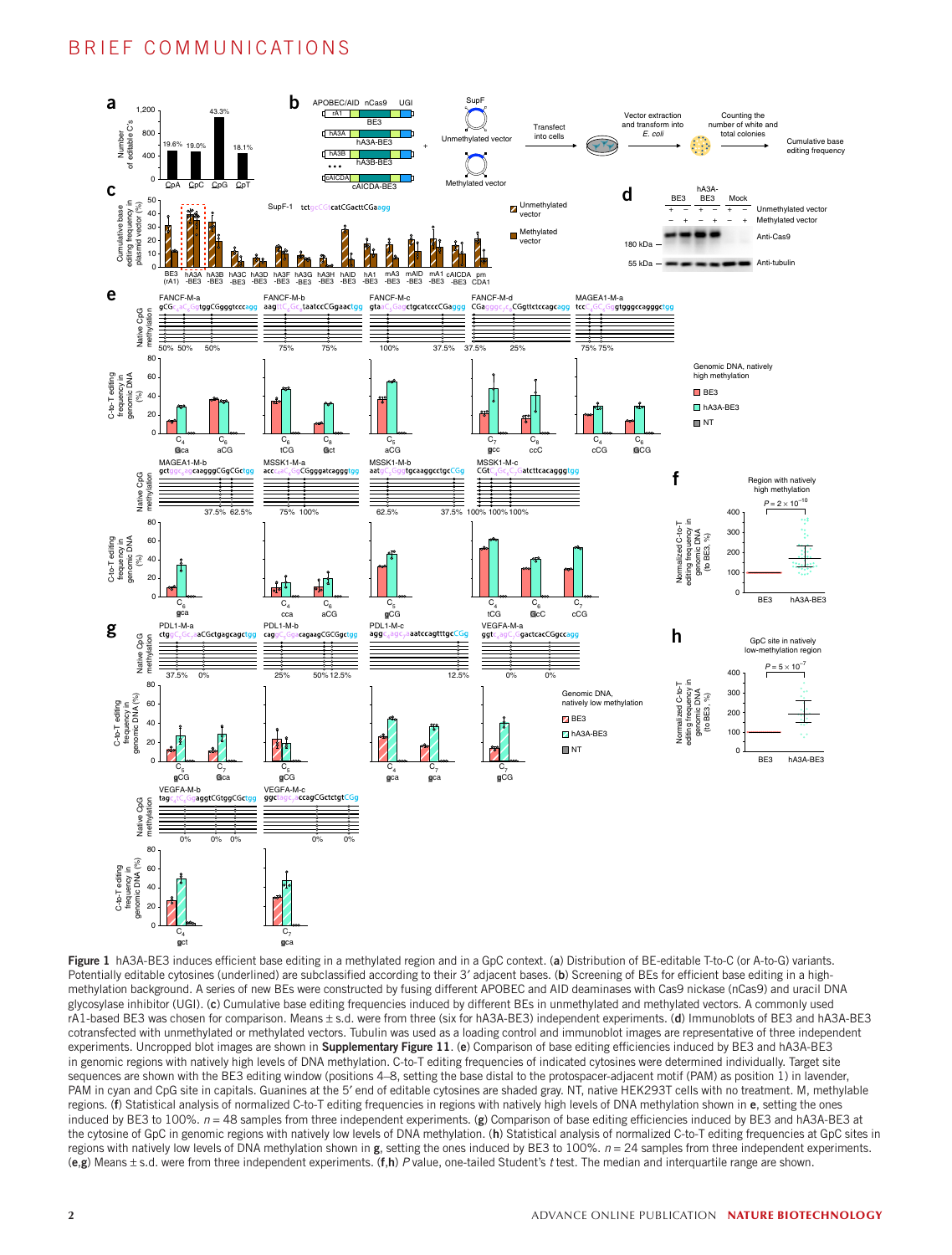**Figure 1** hA3A-BE3 induces efficient base editing in a methylated region and in a GpC context. (**a**) Distribution of BE-editable T-to-C (or A-to-G) variants. Potentially editable cytosines (underlined) are subclassified according to their 3′ adjacent bases. (**b**) Screening of BEs for efficient base editing in a high-methylation background. A series of new BEs were constructed by fusing different APOBEC and AID deaminases with Cas9 nickase (nCas9) and uracil DNA glycosylase inhibitor (UGI). (**c**) Cumulative base editing frequencies induced by different BEs in unmethylated and methylated vectors. A commonly used rA1-based BE3 was chosen for comparison. Means ± s.d. were from three (six for hA3A-BE3) independent experiments. (**d**) Immunoblots of BE3 and hA3A-BE3 cotransfected with unmethylated or methylated vectors. Tubulin was used as a loading control and immunoblot images are representative of three independent experiments. Uncropped blot images are shown in **Supplementary Figure 11**. (**e**) Comparison of base editing efficiencies induced by BE3 and hA3A-BE3 in genomic regions with natively high levels of DNA methylation. C-to-T editing frequencies of indicated cytosines were determined individually. Target site sequences are shown with the BE3 editing window (positions 4–8, setting the base distal to the protospacer-adjacent motif (PAM) as position 1) in lavender, PAM in cyan and CpG site in capitals. Guanines at the 5′ end of editable cytosines are shaded gray. NT, native HEK293T cells with no treatment. M, methylable regions. (**f**) Statistical analysis of normalized C-to-T editing frequencies in regions with natively high levels of DNA methylation shown in **e**, setting the ones induced by BE3 to 100%. *n* = 48 samples from three independent experiments. (**g**) Comparison of base editing efficiencies induced by BE3 and hA3A-BE3 at the cytosine of GpC in genomic regions with natively low levels of DNA methylation. (**h**) Statistical analysis of normalized C-to-T editing frequencies at GpC sites in regions with natively low levels of DNA methylation shown in **g**, setting the ones induced by BE3 to 100%. *n* = 24 samples from three independent experiments. (**e**,**g**) Means ± s.d. were from three independent experiments. (**f**,**h**) *P* value, one-tailed Student's *t* test. The median and interquartile range are shown.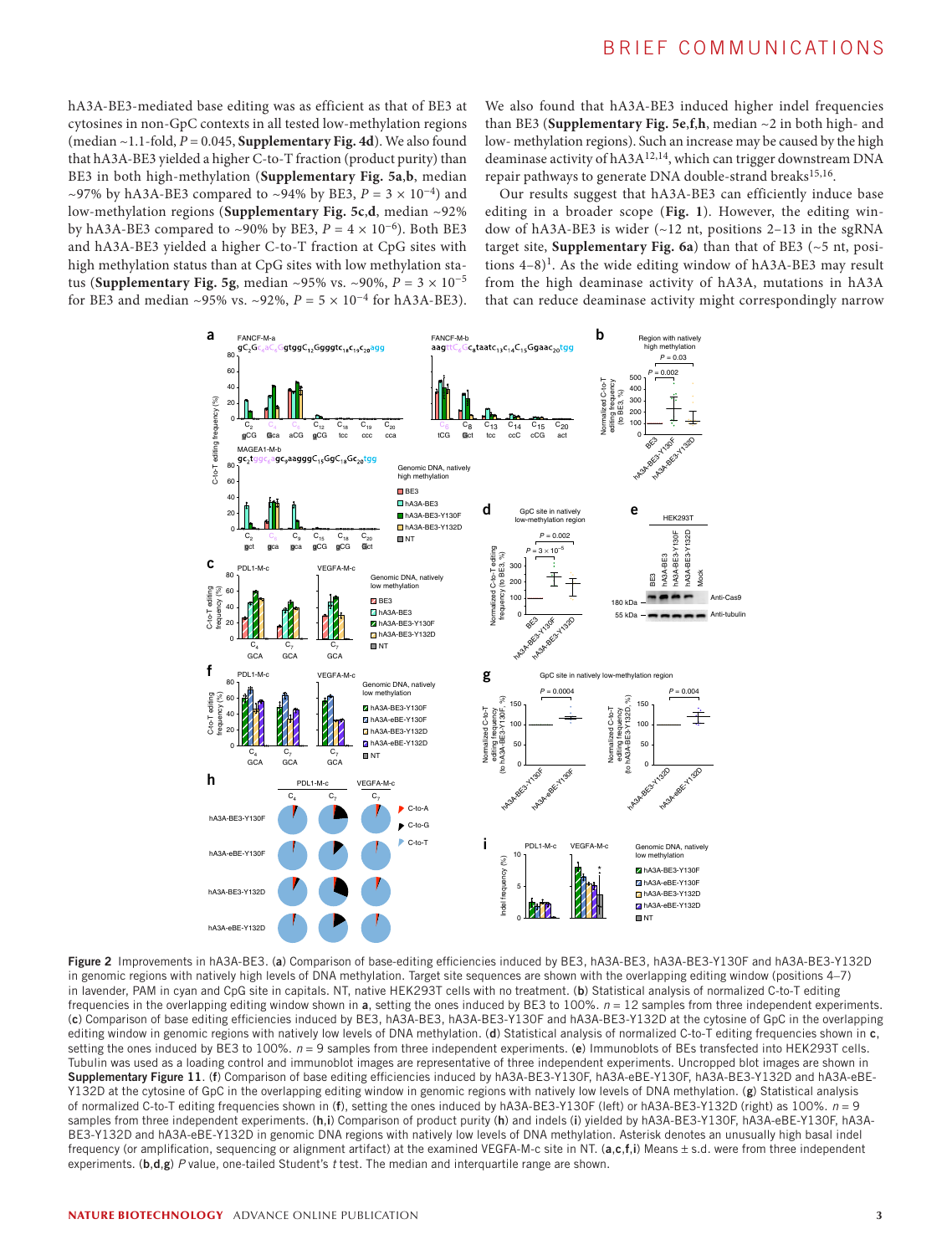hA3A-BE3-mediated base editing was as efficient as that of BE3 at cytosines in non-GpC contexts in all tested low-methylation regions (median ~1.1-fold, $P = 0.045$, **Supplementary Fig. 4d**). We also found that hA3A-BE3 yielded a higher C-to-T fraction (product purity) than BE3 in both high-methylation (**Supplementary Fig. 5a**,**b**, median ~97% by hA3A-BE3 compared to ~94% by BE3, $P = 3 \times 10^{-4}$) and low-methylation regions (**Supplementary Fig. 5c**,**d**, median ~92% by hA3A-BE3 compared to ~90% by BE3, $P = 4 \times 10^{-6}$). Both BE3 and hA3A-BE3 yielded a higher C-to-T fraction at CpG sites with high methylation status than at CpG sites with low methylation status (**Supplementary Fig. 5g**, median ~95% vs. ~90%, $P = 3 \times 10^{-5}$ for BE3 and median ~95% vs. ~92%, $P = 5 \times 10^{-4}$ for hA3A-BE3).

We also found that hA3A-BE3 induced higher indel frequencies than BE3 (**Supplementary Fig. 5e**,**f**,**h**, median ~2 in both high- and low- methylation regions). Such an increase may be caused by the high deaminase activity of hA3A[12,14], which can trigger downstream DNA repair pathways to generate DNA double-strand breaks[15,16].

Our results suggest that hA3A-BE3 can efficiently induce base editing in a broader scope (**Fig. 1**). However, the editing window of hA3A-BE3 is wider (~12 nt, positions 2–13 in the sgRNA target site, **Supplementary Fig. 6a**) than that of BE3 (~5 nt, positions 4–8)[1]. As the wide editing window of hA3A-BE3 may result from the high deaminase activity of hA3A, mutations in hA3A that can reduce deaminase activity might correspondingly narrow

**Figure 2** Improvements in hA3A-BE3. (**a**) Comparison of base-editing efficiencies induced by BE3, hA3A-BE3, hA3A-BE3-Y130F and hA3A-BE3-Y132D in genomic regions with natively high levels of DNA methylation. Target site sequences are shown with the overlapping editing window (positions 4–7) in lavender, PAM in cyan and CpG site in capitals. NT, native HEK293T cells with no treatment. (**b**) Statistical analysis of normalized C-to-T editing frequencies in the overlapping editing window shown in **a**, setting the ones induced by BE3 to 100%. $n = 12$ samples from three independent experiments. (**c**) Comparison of base editing efficiencies induced by BE3, hA3A-BE3, hA3A-BE3-Y130F and hA3A-BE3-Y132D at the cytosine of GpC in the overlapping editing window in genomic regions with natively low levels of DNA methylation. (**d**) Statistical analysis of normalized C-to-T editing frequencies shown in **c**, setting the ones induced by BE3 to 100%. $n = 9$ samples from three independent experiments. (**e**) Immunoblots of BEs transfected into HEK293T cells. Tubulin was used as a loading control and immunoblot images are representative of three independent experiments. Uncropped blot images are shown in **Supplementary Figure 11**. (**f**) Comparison of base editing efficiencies induced by hA3A-BE3-Y130F, hA3A-eBE-Y130F, hA3A-BE3-Y132D and hA3A-eBE-Y132D at the cytosine of GpC in the overlapping editing window in genomic regions with natively low levels of DNA methylation. (**g**) Statistical analysis of normalized C-to-T editing frequencies shown in (**f**), setting the ones induced by hA3A-BE3-Y130F (left) or hA3A-BE3-Y132D (right) as 100%. $n = 9$ samples from three independent experiments. (**h**,**i**) Comparison of product purity (**h**) and indels (**i**) yielded by hA3A-BE3-Y130F, hA3A-eBE-Y130F, hA3A-BE3-Y132D and hA3A-eBE-Y132D in genomic DNA regions with natively low levels of DNA methylation. Asterisk denotes an unusually high basal indel frequency (or amplification, sequencing or alignment artifact) at the examined VEGFA-M-c site in NT. (**a**,**c**,**f**,**i**) Means ± s.d. were from three independent experiments. (**b**,**d**,**g**) $P$ value, one-tailed Student's $t$ test. The median and interquartile range are shown.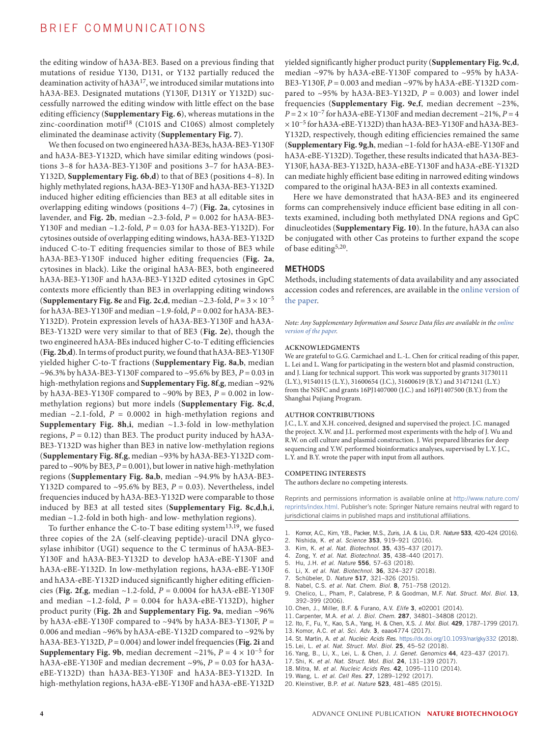the editing window of hA3A-BE3. Based on a previous finding that mutations of residue Y130, D131, or Y132 partially reduced the deamination activity of hA3A[17], we introduced similar mutations into hA3A-BE3. Designated mutations (Y130F, D131Y or Y132D) successfully narrowed the editing window with little effect on the base editing efficiency (**Supplementary Fig. 6**), whereas mutations in the zinc-coordination motif[18] (C101S and C106S) almost completely eliminated the deaminase activity (**Supplementary Fig. 7**).

We then focused on two engineered hA3A-BE3s, hA3A-BE3-Y130F and hA3A-BE3-Y132D, which have similar editing windows (positions 3–8 for hA3A-BE3-Y130F and positions 3–7 for hA3A-BE3-Y132D, **Supplementary Fig. 6b**,**d**) to that of BE3 (positions 4–8). In highly methylated regions, hA3A-BE3-Y130F and hA3A-BE3-Y132D induced higher editing efficiencies than BE3 at all editable sites in overlapping editing windows (positions 4–7) (**Fig. 2a**, cytosines in lavender, and **Fig. 2b**, median ~2.3-fold, $P = 0.002$ for hA3A-BE3-Y130F and median ~1.2-fold, $P = 0.03$ for hA3A-BE3-Y132D). For cytosines outside of overlapping editing windows, hA3A-BE3-Y132D induced C-to-T editing frequencies similar to those of BE3 while hA3A-BE3-Y130F induced higher editing frequencies (**Fig. 2a**, cytosines in black). Like the original hA3A-BE3, both engineered hA3A-BE3-Y130F and hA3A-BE3-Y132D edited cytosines in GpC contexts more efficiently than BE3 in overlapping editing windows (**Supplementary Fig. 8e** and **Fig. 2c**,**d**, median ~2.3-fold, $P = 3 \times 10^{-5}$ for hA3A-BE3-Y130F and median ~1.9-fold, $P = 0.002$ for hA3A-BE3-Y132D). Protein expression levels of hA3A-BE3-Y130F and hA3A-BE3-Y132D were very similar to that of BE3 (**Fig. 2e**), though the two engineered hA3A-BEs induced higher C-to-T editing efficiencies (**Fig. 2b**,**d**). In terms of product purity, we found that hA3A-BE3-Y130F yielded higher C-to-T fractions (**Supplementary Fig. 8a**,**b**, median ~96.3% by hA3A-BE3-Y130F compared to ~95.6% by BE3, $P = 0.03$ in high-methylation regions and **Supplementary Fig. 8f**,**g**, median ~92% by hA3A-BE3-Y130F compared to ~90% by BE3, $P = 0.002$ in low-methylation regions) but more indels (**Supplementary Fig. 8c**,**d**, median ~2.1-fold, $P = 0.0002$ in high-methylation regions and **Supplementary Fig. 8h**,**i**, median ~1.3-fold in low-methylation regions, $P = 0.12$) than BE3. The product purity induced by hA3A-BE3-Y132D was higher than BE3 in native low-methylation regions (**Supplementary Fig. 8f**,**g**, median ~93% by hA3A-BE3-Y132D compared to ~90% by BE3, $P = 0.001$), but lower in native high-methylation regions (**Supplementary Fig. 8a**,**b**, median ~94.9% by hA3A-BE3-Y132D compared to ~95.6% by BE3, $P = 0.03$). Nevertheless, indel frequencies induced by hA3A-BE3-Y132D were comparable to those induced by BE3 at all tested sites (**Supplementary Fig. 8c**,**d**,**h**,**i**, median ~1.2-fold in both high- and low- methylation regions).

To further enhance the C-to-T base editing system[13,19], we fused three copies of the 2A (self-cleaving peptide)-uracil DNA glycosylase inhibitor (UGI) sequence to the C terminus of hA3A-BE3-Y130F and hA3A-BE3-Y132D to develop hA3A-eBE-Y130F and hA3A-eBE-Y132D. In low-methylation regions, hA3A-eBE-Y130F and hA3A-eBE-Y132D induced significantly higher editing efficiencies (**Fig. 2f**,**g**, median ~1.2-fold, $P = 0.0004$ for hA3A-eBE-Y130F and median ~1.2-fold, $P = 0.004$ for hA3A-eBE-Y132D), higher product purity (**Fig. 2h** and **Supplementary Fig. 9a**, median ~96% by hA3A-eBE-Y130F compared to ~94% by hA3A-BE3-Y130F, $P = 0.006$ and median ~96% by hA3A-eBE-Y132D compared to ~92% by hA3A-BE3-Y132D, $P = 0.004$) and lower indel frequencies (**Fig. 2i** and **Supplementary Fig. 9b**, median decrement ~21%, $P = 4 \times 10^{-5}$ for hA3A-eBE-Y130F and median decrement ~9%, $P = 0.03$ for hA3A-eBE-Y132D) than hA3A-BE3-Y130F and hA3A-BE3-Y132D. In high-methylation regions, hA3A-eBE-Y130F and hA3A-eBE-Y132D yielded significantly higher product purity (**Supplementary Fig. 9c**,**d**, median ~97% by hA3A-eBE-Y130F compared to ~95% by hA3A-BE3-Y130F, $P = 0.003$ and median ~97% by hA3A-eBE-Y132D compared to ~95% by hA3A-BE3-Y132D, $P = 0.003$) and lower indel frequencies (**Supplementary Fig. 9e**,**f**, median decrement ~23%, $P = 2 \times 10^{-7}$ for hA3A-eBE-Y130F and median decrement ~21%, $P = 4 \times 10^{-5}$ for hA3A-eBE-Y132D) than hA3A-BE3-Y130F and hA3A-BE3-Y132D, respectively, though editing efficiencies remained the same (**Supplementary Fig. 9g**,**h**, median ~1-fold for hA3A-eBE-Y130F and hA3A-eBE-Y132D). Together, these results indicated that hA3A-BE3-Y130F, hA3A-BE3-Y132D, hA3A-eBE-Y130F and hA3A-eBE-Y132D can mediate highly efficient base editing in narrowed editing windows compared to the original hA3A-BE3 in all contexts examined.

Here we have demonstrated that hA3A-BE3 and its engineered forms can comprehensively induce efficient base editing in all contexts examined, including both methylated DNA regions and GpC dinucleotides (**Supplementary Fig. 10**). In the future, hA3A can also be conjugated with other Cas proteins to further expand the scope of base editing[5,20].

## METHODS

Methods, including statements of data availability and any associated accession codes and references, are available in the online version of the paper.

*Note: Any Supplementary Information and Source Data files are available in the online version of the paper.*

#### ACKNOWLEDGMENTS

We are grateful to G.G. Carmichael and L.-L. Chen for critical reading of this paper, L. Lei and L. Wang for participating in the western blot and plasmid construction, and J. Liang for technical support. This work was supported by grants 31730111 (L.Y.), 91540115 (L.Y.), 31600654 (J.C.), 31600619 (B.Y.) and 31471241 (L.Y.) from the NSFC and grants 16PJ1407000 (J.C.) and 16PJ1407500 (B.Y.) from the Shanghai Pujiang Program.

#### AUTHOR CONTRIBUTIONS

J.C., L.Y. and X.H. conceived, designed and supervised the project. J.C. managed the project. X.W. and J.L. performed most experiments with the help of J. Wu and R.W. on cell culture and plasmid construction. J. Wei prepared libraries for deep sequencing and Y.W. performed bioinformatics analyses, supervised by L.Y. J.C., L.Y. and B.Y. wrote the paper with input from all authors.

#### COMPETING INTERESTS

The authors declare no competing interests.

Reprints and permissions information is available online at http://www.nature.com/reprints/index.html. Publisher's note: Springer Nature remains neutral with regard to jurisdictional claims in published maps and institutional affiliations.

1. Komor, A.C., Kim, Y.B., Packer, M.S., Zuris, J.A. & Liu, D.R. *Nature* **533**, 420–424 (2016).
2. Nishida, K. *et al. Science* **353**, 919–921 (2016).
3. Kim, K. *et al. Nat. Biotechnol.* **35**, 435–437 (2017).
4. Zong, Y. *et al. Nat. Biotechnol.* **35**, 438–440 (2017).
5. Hu, J.H. *et al. Nature* **556**, 57–63 (2018).
6. Li, X. *et al. Nat. Biotechnol.* **36**, 324–327 (2018).
7. Schübeler, D. *Nature* **517**, 321–326 (2015).
8. Nabel, C.S. *et al. Nat. Chem. Biol.* **8**, 751–758 (2012).
9. Chelico, L., Pham, P., Calabrese, P. & Goodman, M.F. *Nat. Struct. Mol. Biol.* **13**, 392–399 (2006).
10. Chen, J., Miller, B.F. & Furano, A.V. *Elife* **3**, e02001 (2014).
11. Carpenter, M.A. *et al. J. Biol. Chem.* **287**, 34801–34808 (2012).
12. Ito, F., Fu, Y., Kao, S.A., Yang, H. & Chen, X.S. *J. Mol. Biol.* **429**, 1787–1799 (2017).
13. Komor, A.C. *et al. Sci. Adv.* **3**, eaao4774 (2017).
14. St. Martin, A. *et al. Nucleic Acids Res.* https://dx.doi.org/10.1093/nar/gky332 (2018).
15. Lei, L. *et al. Nat. Struct. Mol. Biol.* **25**, 45–52 (2018).
16. Yang, B., Li, X., Lei, L. & Chen, J. *J. Genet. Genomics* **44**, 423–437 (2017).
17. Shi, K. *et al. Nat. Struct. Mol. Biol.* **24**, 131–139 (2017).
18. Mitra, M. *et al. Nucleic Acids Res.* **42**, 1095–1110 (2014).
19. Wang, L. *et al. Cell Res.* **27**, 1289–1292 (2017).
20. Kleinstiver, B.P. *et al. Nature* **523**, 481–485 (2015).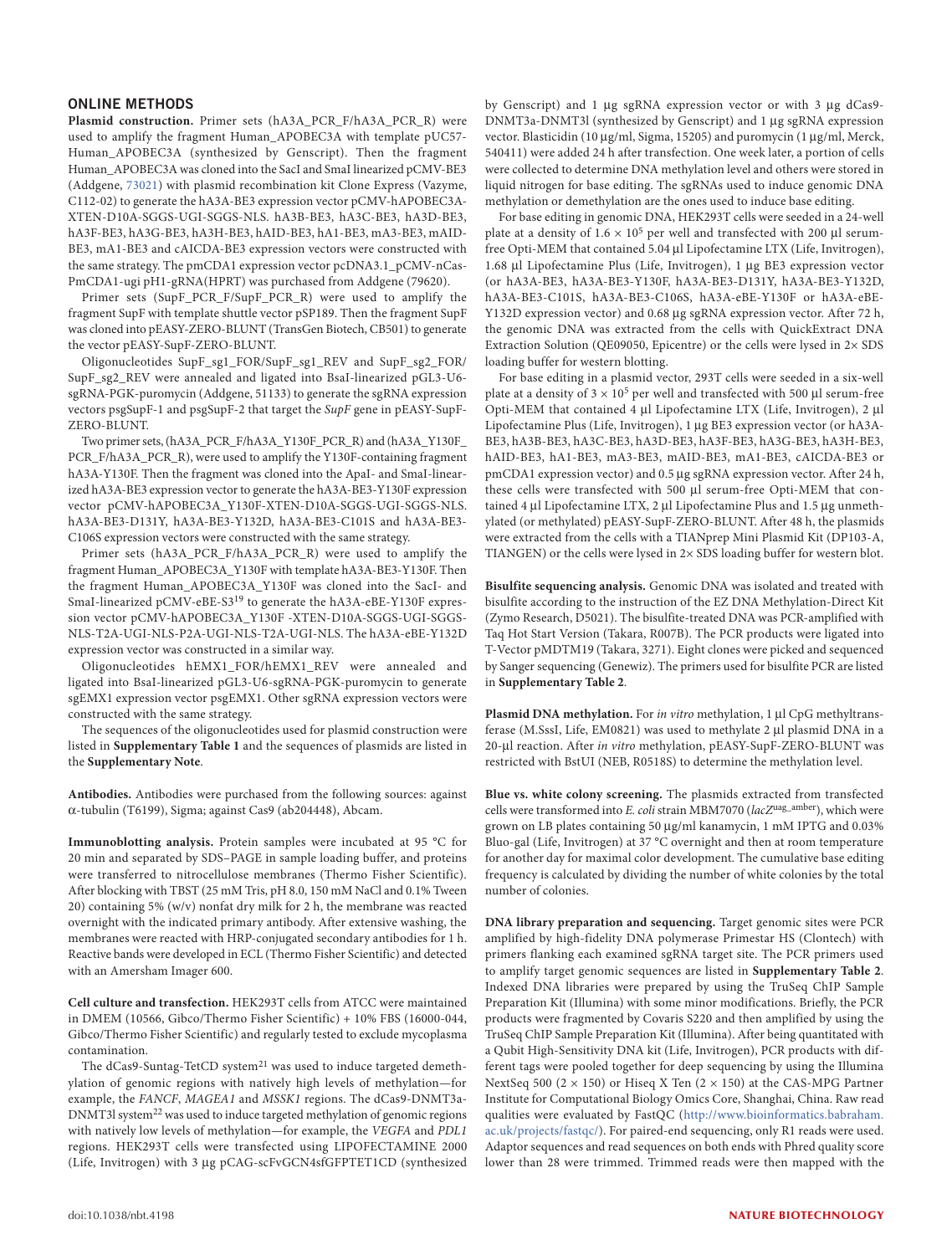## ONLINE METHODS

**Plasmid construction.** Primer sets (hA3A_PCR_F/hA3A_PCR_R) were used to amplify the fragment Human_APOBEC3A with template pUC57-Human_APOBEC3A (synthesized by Genscript). Then the fragment Human_APOBEC3A was cloned into the SacI and SmaI linearized pCMV-BE3 (Addgene, 73021) with plasmid recombination kit Clone Express (Vazyme, C112-02) to generate the hA3A-BE3 expression vector pCMV-hAPOBEC3A-XTEN-D10A-SGGS-UGI-SGGS-NLS. hA3B-BE3, hA3C-BE3, hA3D-BE3, hA3F-BE3, hA3G-BE3, hA3H-BE3, hAID-BE3, hA1-BE3, mA3-BE3, mAID-BE3, mA1-BE3 and cAICDA-BE3 expression vectors were constructed with the same strategy. The pmCDA1 expression vector pcDNA3.1_pCMV-nCas-PmCDA1-ugi pH1-gRNA(HPRT) was purchased from Addgene (79620).

Primer sets (SupF_PCR_F/SupF_PCR_R) were used to amplify the fragment SupF with template shuttle vector pSP189. Then the fragment SupF was cloned into pEASY-ZERO-BLUNT (TransGen Biotech, CB501) to generate the vector pEASY-SupF-ZERO-BLUNT.

Oligonucleotides SupF_sg1_FOR/SupF_sg1_REV and SupF_sg2_FOR/SupF_sg2_REV were annealed and ligated into BsaI-linearized pGL3-U6-sgRNA-PGK-puromycin (Addgene, 51133) to generate the sgRNA expression vectors psgSupF-1 and psgSupF-2 that target the *SupF* gene in pEASY-SupF-ZERO-BLUNT.

Two primer sets, (hA3A_PCR_F/hA3A_Y130F_PCR_R) and (hA3A_Y130F_PCR_F/hA3A_PCR_R), were used to amplify the Y130F-containing fragment hA3A-Y130F. Then the fragment was cloned into the ApaI- and SmaI-linearized hA3A-BE3 expression vector to generate the hA3A-BE3-Y130F expression vector pCMV-hAPOBEC3A_Y130F-XTEN-D10A-SGGS-UGI-SGGS-NLS. hA3A-BE3-D131Y, hA3A-BE3-Y132D, hA3A-BE3-C101S and hA3A-BE3-C106S expression vectors were constructed with the same strategy.

Primer sets (hA3A_PCR_F/hA3A_PCR_R) were used to amplify the fragment Human_APOBEC3A_Y130F with template hA3A-BE3-Y130F. Then the fragment Human_APOBEC3A_Y130F was cloned into the SacI- and SmaI-linearized pCMV-eBE-S3[19] to generate the hA3A-eBE-Y130F expression vector pCMV-hAPOBEC3A_Y130F -XTEN-D10A-SGGS-UGI-SGGS-NLS-T2A-UGI-NLS-P2A-UGI-NLS-T2A-UGI-NLS. The hA3A-eBE-Y132D expression vector was constructed in a similar way.

Oligonucleotides hEMX1_FOR/hEMX1_REV were annealed and ligated into BsaI-linearized pGL3-U6-sgRNA-PGK-puromycin to generate sgEMX1 expression vector psgEMX1. Other sgRNA expression vectors were constructed with the same strategy.

The sequences of the oligonucleotides used for plasmid construction were listed in **Supplementary Table 1** and the sequences of plasmids are listed in the **Supplementary Note**.

**Antibodies.** Antibodies were purchased from the following sources: against α-tubulin (T6199), Sigma; against Cas9 (ab204448), Abcam.

**Immunoblotting analysis.** Protein samples were incubated at 95 °C for 20 min and separated by SDS–PAGE in sample loading buffer, and proteins were transferred to nitrocellulose membranes (Thermo Fisher Scientific). After blocking with TBST (25 mM Tris, pH 8.0, 150 mM NaCl and 0.1% Tween 20) containing 5% (w/v) nonfat dry milk for 2 h, the membrane was reacted overnight with the indicated primary antibody. After extensive washing, the membranes were reacted with HRP-conjugated secondary antibodies for 1 h. Reactive bands were developed in ECL (Thermo Fisher Scientific) and detected with an Amersham Imager 600.

**Cell culture and transfection.** HEK293T cells from ATCC were maintained in DMEM (10566, Gibco/Thermo Fisher Scientific) + 10% FBS (16000-044, Gibco/Thermo Fisher Scientific) and regularly tested to exclude mycoplasma contamination.

The dCas9-Suntag-TetCD system[21] was used to induce targeted demethylation of genomic regions with natively high levels of methylation—for example, the *FANCF*, *MAGEA1* and *MSSK1* regions. The dCas9-DNMT3a-DNMT3l system[22] was used to induce targeted methylation of genomic regions with natively low levels of methylation—for example, the *VEGFA* and *PDL1* regions. HEK293T cells were transfected using LIPOFECTAMINE 2000 (Life, Invitrogen) with 3 μg pCAG-scFvGCN4sfGFPTET1CD (synthesized by Genscript) and 1 μg sgRNA expression vector or with 3 μg dCas9-DNMT3a-DNMT3l (synthesized by Genscript) and 1 μg sgRNA expression vector. Blasticidin (10 μg/ml, Sigma, 15205) and puromycin (1 μg/ml, Merck, 540411) were added 24 h after transfection. One week later, a portion of cells were collected to determine DNA methylation level and others were stored in liquid nitrogen for base editing. The sgRNAs used to induce genomic DNA methylation or demethylation are the ones used to induce base editing.

For base editing in genomic DNA, HEK293T cells were seeded in a 24-well plate at a density of $1.6 \times 10^5$ per well and transfected with 200 μl serum-free Opti-MEM that contained 5.04 μl Lipofectamine LTX (Life, Invitrogen), 1.68 μl Lipofectamine Plus (Life, Invitrogen), 1 μg BE3 expression vector (or hA3A-BE3, hA3A-BE3-Y130F, hA3A-BE3-D131Y, hA3A-BE3-Y132D, hA3A-BE3-C101S, hA3A-BE3-C106S, hA3A-eBE-Y130F or hA3A-eBE-Y132D expression vector) and 0.68 μg sgRNA expression vector. After 72 h, the genomic DNA was extracted from the cells with QuickExtract DNA Extraction Solution (QE09050, Epicentre) or the cells were lysed in 2× SDS loading buffer for western blotting.

For base editing in a plasmid vector, 293T cells were seeded in a six-well plate at a density of $3 \times 10^5$ per well and transfected with 500 μl serum-free Opti-MEM that contained 4 μl Lipofectamine LTX (Life, Invitrogen), 2 μl Lipofectamine Plus (Life, Invitrogen), 1 μg BE3 expression vector (or hA3A-BE3, hA3B-BE3, hA3C-BE3, hA3D-BE3, hA3F-BE3, hA3G-BE3, hA3H-BE3, hAID-BE3, hA1-BE3, mA3-BE3, mAID-BE3, mA1-BE3, cAICDA-BE3 or pmCDA1 expression vector) and 0.5 μg sgRNA expression vector. After 24 h, these cells were transfected with 500 μl serum-free Opti-MEM that contained 4 μl Lipofectamine LTX, 2 μl Lipofectamine Plus and 1.5 μg unmethylated (or methylated) pEASY-SupF-ZERO-BLUNT. After 48 h, the plasmids were extracted from the cells with a TIANprep Mini Plasmid Kit (DP103-A, TIANGEN) or the cells were lysed in 2× SDS loading buffer for western blot.

**Bisulfite sequencing analysis.** Genomic DNA was isolated and treated with bisulfite according to the instruction of the EZ DNA Methylation-Direct Kit (Zymo Research, D5021). The bisulfite-treated DNA was PCR-amplified with Taq Hot Start Version (Takara, R007B). The PCR products were ligated into T-Vector pMDTM19 (Takara, 3271). Eight clones were picked and sequenced by Sanger sequencing (Genewiz). The primers used for bisulfite PCR are listed in **Supplementary Table 2**.

**Plasmid DNA methylation.** For *in vitro* methylation, 1 μl CpG methyltransferase (M.SssI, Life, EM0821) was used to methylate 2 μl plasmid DNA in a 20-μl reaction. After *in vitro* methylation, pEASY-SupF-ZERO-BLUNT was restricted with BstUI (NEB, R0518S) to determine the methylation level.

**Blue vs. white colony screening.** The plasmids extracted from transfected cells were transformed into *E. coli* strain MBM7070 (*lacZ*$^{\text{uag\_amber}}$), which were grown on LB plates containing 50 μg/ml kanamycin, 1 mM IPTG and 0.03% Bluo-gal (Life, Invitrogen) at 37 °C overnight and then at room temperature for another day for maximal color development. The cumulative base editing frequency is calculated by dividing the number of white colonies by the total number of colonies.

**DNA library preparation and sequencing.** Target genomic sites were PCR amplified by high-fidelity DNA polymerase Primestar HS (Clontech) with primers flanking each examined sgRNA target site. The PCR primers used to amplify target genomic sequences are listed in **Supplementary Table 2**. Indexed DNA libraries were prepared by using the TruSeq ChIP Sample Preparation Kit (Illumina) with some minor modifications. Briefly, the PCR products were fragmented by Covaris S220 and then amplified by using the TruSeq ChIP Sample Preparation Kit (Illumina). After being quantitated with a Qubit High-Sensitivity DNA kit (Life, Invitrogen), PCR products with different tags were pooled together for deep sequencing by using the Illumina NextSeq 500 (2 × 150) or Hiseq X Ten (2 × 150) at the CAS-MPG Partner Institute for Computational Biology Omics Core, Shanghai, China. Raw read qualities were evaluated by FastQC (http://www.bioinformatics.babraham.ac.uk/projects/fastqc/). For paired-end sequencing, only R1 reads were used. Adaptor sequences and read sequences on both ends with Phred quality score lower than 28 were trimmed. Trimmed reads were then mapped with the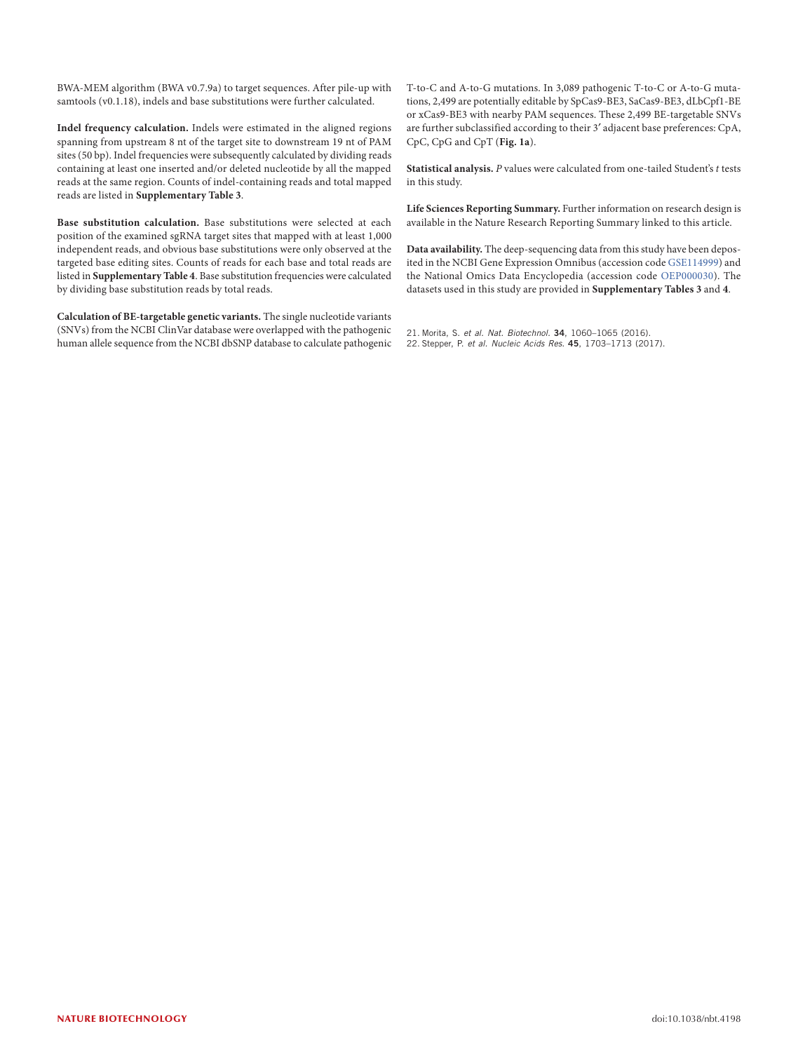BWA-MEM algorithm (BWA v0.7.9a) to target sequences. After pile-up with samtools (v0.1.18), indels and base substitutions were further calculated.

**Indel frequency calculation.** Indels were estimated in the aligned regions spanning from upstream 8 nt of the target site to downstream 19 nt of PAM sites (50 bp). Indel frequencies were subsequently calculated by dividing reads containing at least one inserted and/or deleted nucleotide by all the mapped reads at the same region. Counts of indel-containing reads and total mapped reads are listed in **Supplementary Table 3**.

**Base substitution calculation.** Base substitutions were selected at each position of the examined sgRNA target sites that mapped with at least 1,000 independent reads, and obvious base substitutions were only observed at the targeted base editing sites. Counts of reads for each base and total reads are listed in **Supplementary Table 4**. Base substitution frequencies were calculated by dividing base substitution reads by total reads.

**Calculation of BE-targetable genetic variants.** The single nucleotide variants (SNVs) from the NCBI ClinVar database were overlapped with the pathogenic human allele sequence from the NCBI dbSNP database to calculate pathogenic T-to-C and A-to-G mutations. In 3,089 pathogenic T-to-C or A-to-G mutations, 2,499 are potentially editable by SpCas9-BE3, SaCas9-BE3, dLbCpf1-BE or xCas9-BE3 with nearby PAM sequences. These 2,499 BE-targetable SNVs are further subclassified according to their 3′ adjacent base preferences: CpA, CpC, CpG and CpT (**Fig. 1a**).

**Statistical analysis.** *P* values were calculated from one-tailed Student's *t* tests in this study.

**Life Sciences Reporting Summary.** Further information on research design is available in the Nature Research Reporting Summary linked to this article.

**Data availability.** The deep-sequencing data from this study have been deposited in the NCBI Gene Expression Omnibus (accession code GSE114999) and the National Omics Data Encyclopedia (accession code OEP000030). The datasets used in this study are provided in **Supplementary Tables 3** and **4**.

21. Morita, S. *et al. Nat. Biotechnol.* **34**, 1060–1065 (2016).
22. Stepper, P. *et al. Nucleic Acids Res.* **45**, 1703–1713 (2017).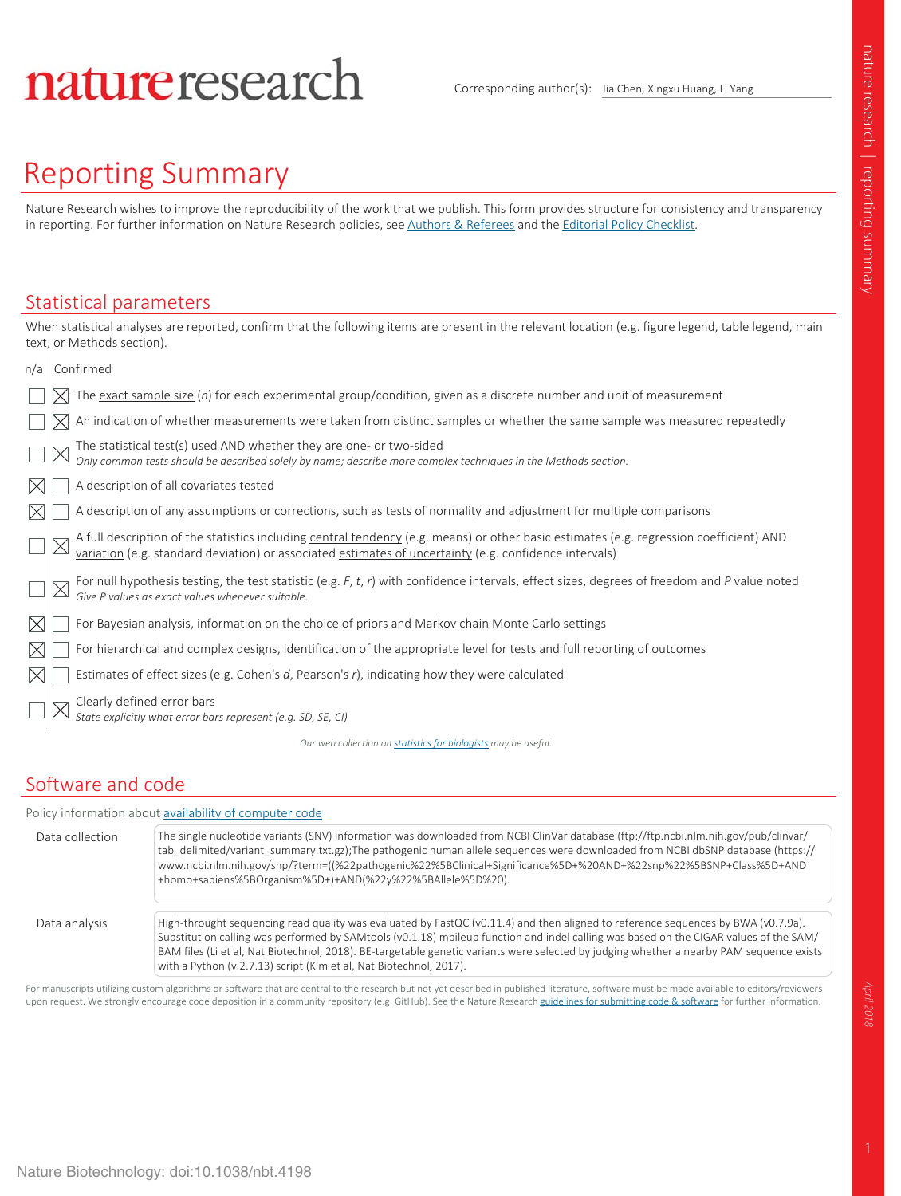Corresponding author(s): Jia Chen, Xingxu Huang, Li Yang

# Reporting Summary

Nature Research wishes to improve the reproducibility of the work that we publish. This form provides structure for consistency and transparency in reporting. For further information on Nature Research policies, see Authors & Referees and the Editorial Policy Checklist.

## Statistical parameters

When statistical analyses are reported, confirm that the following items are present in the relevant location (e.g. figure legend, table legend, main text, or Methods section).

| n/a | Confirmed | |
|---|---|---|
| ☐ | ☒ | The exact sample size (*n*) for each experimental group/condition, given as a discrete number and unit of measurement |
| ☐ | ☒ | An indication of whether measurements were taken from distinct samples or whether the same sample was measured repeatedly |
| ☐ | ☒ | The statistical test(s) used AND whether they are one- or two-sided<br>*Only common tests should be described solely by name; describe more complex techniques in the Methods section.* |
| ☒ | ☐ | A description of all covariates tested |
| ☒ | ☐ | A description of any assumptions or corrections, such as tests of normality and adjustment for multiple comparisons |
| ☐ | ☒ | A full description of the statistics including central tendency (e.g. means) or other basic estimates (e.g. regression coefficient) AND variation (e.g. standard deviation) or associated estimates of uncertainty (e.g. confidence intervals) |
| ☐ | ☒ | For null hypothesis testing, the test statistic (e.g. *F*, *t*, *r*) with confidence intervals, effect sizes, degrees of freedom and *P* value noted<br>*Give P values as exact values whenever suitable.* |
| ☒ | ☐ | For Bayesian analysis, information on the choice of priors and Markov chain Monte Carlo settings |
| ☒ | ☐ | For hierarchical and complex designs, identification of the appropriate level for tests and full reporting of outcomes |
| ☒ | ☐ | Estimates of effect sizes (e.g. Cohen's *d*, Pearson's *r*), indicating how they were calculated |
| ☐ | ☒ | Clearly defined error bars<br>*State explicitly what error bars represent (e.g. SD, SE, CI)* |

*Our web collection on statistics for biologists may be useful.*

## Software and code

Policy information about availability of computer code

| | |
|---|---|
| Data collection | The single nucleotide variants (SNV) information was downloaded from NCBI ClinVar database (ftp://ftp.ncbi.nlm.nih.gov/pub/clinvar/tab_delimited/variant_summary.txt.gz);The pathogenic human allele sequences were downloaded from NCBI dbSNP database (https://www.ncbi.nlm.nih.gov/snp/?term=((%22pathogenic%22%5BClinical+Significance%5D+%20AND+%22snp%22%5BSNP+Class%5D+AND+homo+sapiens%5BOrganism%5D+)+AND(%22y%22%5BAllele%5D%20). |
| Data analysis | High-throught sequencing read quality was evaluated by FastQC (v0.11.4) and then aligned to reference sequences by BWA (v0.7.9a). Substitution calling was performed by SAMtools (v0.1.18) mpileup function and indel calling was based on the CIGAR values of the SAM/BAM files (Li et al, Nat Biotechnol, 2018). BE-targetable genetic variants were selected by judging whether a nearby PAM sequence exists with a Python (v.2.7.13) script (Kim et al, Nat Biotechnol, 2017). |

For manuscripts utilizing custom algorithms or software that are central to the research but not yet described in published literature, software must be made available to editors/reviewers upon request. We strongly encourage code deposition in a community repository (e.g. GitHub). See the Nature Research guidelines for submitting code & software for further information.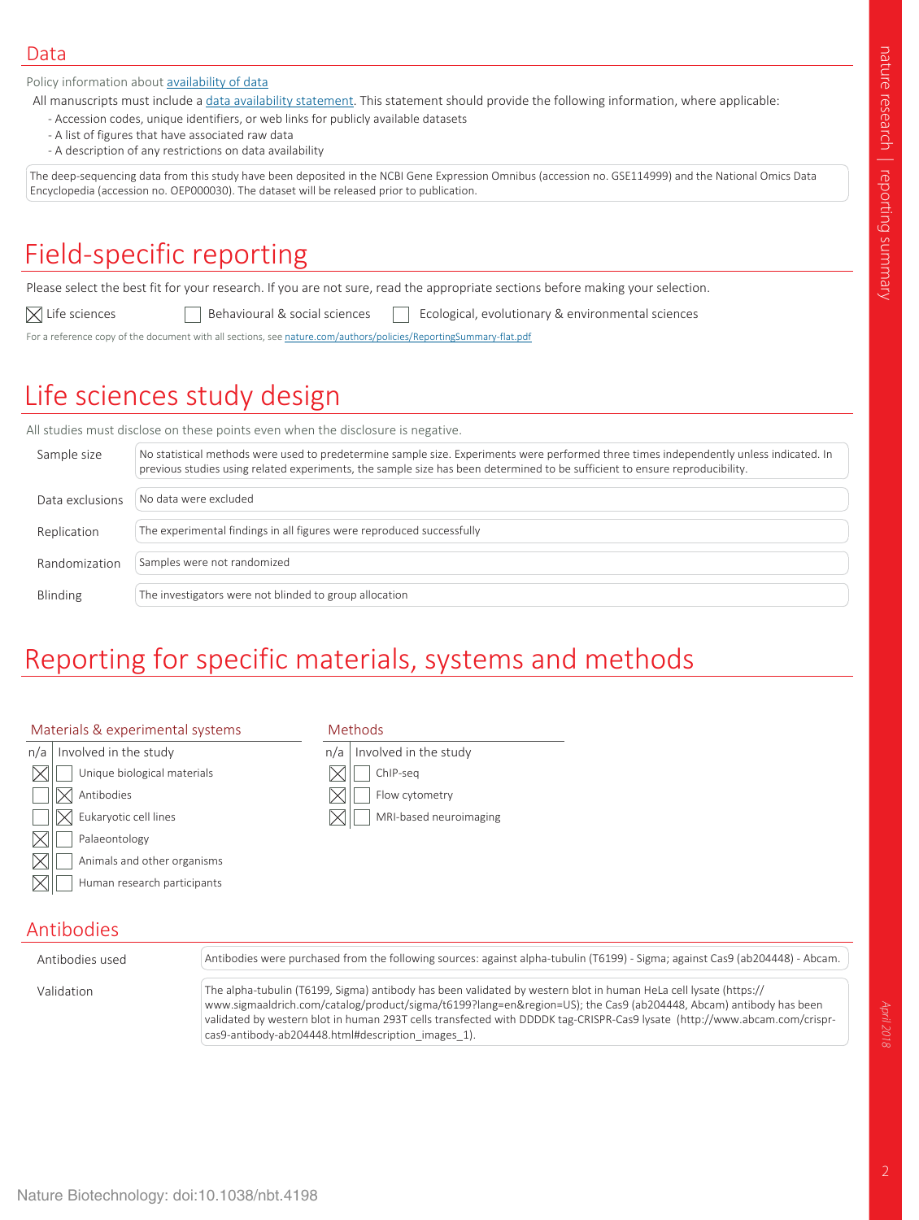## Data

Policy information about availability of data

All manuscripts must include a data availability statement. This statement should provide the following information, where applicable:

- Accession codes, unique identifiers, or web links for publicly available datasets
- A list of figures that have associated raw data
- A description of any restrictions on data availability

The deep-sequencing data from this study have been deposited in the NCBI Gene Expression Omnibus (accession no. GSE114999) and the National Omics Data Encyclopedia (accession no. OEP000030). The dataset will be released prior to publication.

# Field-specific reporting

Please select the best fit for your research. If you are not sure, read the appropriate sections before making your selection.

☒ Life sciences ☐ Behavioural & social sciences ☐ Ecological, evolutionary & environmental sciences

For a reference copy of the document with all sections, see nature.com/authors/policies/ReportingSummary-flat.pdf

# Life sciences study design

All studies must disclose on these points even when the disclosure is negative.

| | |
|---|---|
| Sample size | No statistical methods were used to predetermine sample size. Experiments were performed three times independently unless indicated. In previous studies using related experiments, the sample size has been determined to be sufficient to ensure reproducibility. |
| Data exclusions | No data were excluded |
| Replication | The experimental findings in all figures were reproduced successfully |
| Randomization | Samples were not randomized |
| Blinding | The investigators were not blinded to group allocation |

# Reporting for specific materials, systems and methods

**Materials & experimental systems**

| n/a | Involved in the study | |
|---|---|---|
| ☒ | ☐ | Unique biological materials |
| ☐ | ☒ | Antibodies |
| ☐ | ☒ | Eukaryotic cell lines |
| ☒ | ☐ | Palaeontology |
| ☒ | ☐ | Animals and other organisms |
| ☒ | ☐ | Human research participants |

**Methods**

| n/a | Involved in the study | |
|---|---|---|
| ☒ | ☐ | ChIP-seq |
| ☒ | ☐ | Flow cytometry |
| ☒ | ☐ | MRI-based neuroimaging |

## Antibodies

| | |
|---|---|
| Antibodies used | Antibodies were purchased from the following sources: against alpha-tubulin (T6199) - Sigma; against Cas9 (ab204448) - Abcam. |
| Validation | The alpha-tubulin (T6199, Sigma) antibody has been validated by western blot in human HeLa cell lysate (https://www.sigmaaldrich.com/catalog/product/sigma/t6199?lang=en&region=US); the Cas9 (ab204448, Abcam) antibody has been validated by western blot in human 293T cells transfected with DDDDK tag-CRISPR-Cas9 lysate (http://www.abcam.com/crispr-cas9-antibody-ab204448.html#description_images_1). |

Nature Biotechnology: doi:10.1038/nbt.4198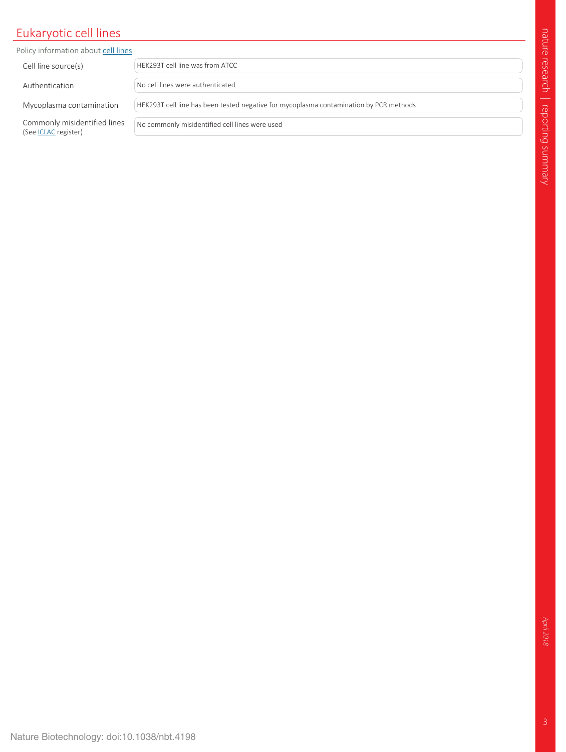## Eukaryotic cell lines

Policy information about cell lines

| | |
|---|---|
| Cell line source(s) | HEK293T cell line was from ATCC |
| Authentication | No cell lines were authenticated |
| Mycoplasma contamination | HEK293T cell line has been tested negative for mycoplasma contamination by PCR methods |
| Commonly misidentified lines (See ICLAC register) | No commonly misidentified cell lines were used |

Nature Biotechnology: doi:10.1038/nbt.4198